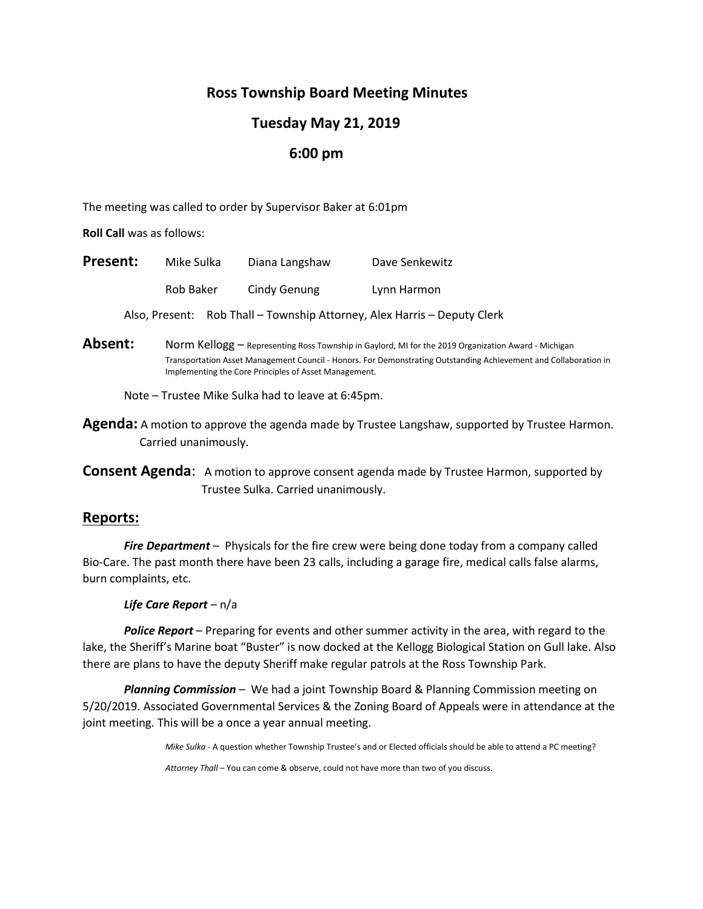# Ross Township Board Meeting Minutes

## Tuesday May 21, 2019

## 6:00 pm

The meeting was called to order by Supervisor Baker at 6:01pm

**Roll Call** was as follows:

**Present:** Mike Sulka, Diana Langshaw, Dave Senkewitz, Rob Baker, Cindy Genung, Lynn Harmon

Also, Present: Rob Thall – Township Attorney, Alex Harris – Deputy Clerk

**Absent:** Norm Kellogg – Representing Ross Township in Gaylord, MI for the 2019 Organization Award - Michigan Transportation Asset Management Council - Honors. For Demonstrating Outstanding Achievement and Collaboration in Implementing the Core Principles of Asset Management.

Note – Trustee Mike Sulka had to leave at 6:45pm.

**Agenda:** A motion to approve the agenda made by Trustee Langshaw, supported by Trustee Harmon. Carried unanimously.

**Consent Agenda**: A motion to approve consent agenda made by Trustee Harmon, supported by Trustee Sulka. Carried unanimously.

## Reports:

***Fire Department*** – Physicals for the fire crew were being done today from a company called Bio-Care. The past month there have been 23 calls, including a garage fire, medical calls false alarms, burn complaints, etc.

***Life Care Report*** – n/a

***Police Report*** – Preparing for events and other summer activity in the area, with regard to the lake, the Sheriff's Marine boat "Buster" is now docked at the Kellogg Biological Station on Gull lake. Also there are plans to have the deputy Sheriff make regular patrols at the Ross Township Park.

***Planning Commission*** – We had a joint Township Board & Planning Commission meeting on 5/20/2019. Associated Governmental Services & the Zoning Board of Appeals were in attendance at the joint meeting. This will be a once a year annual meeting.

*Mike Sulka* - A question whether Township Trustee's and or Elected officials should be able to attend a PC meeting?

*Attorney Thall* – You can come & observe, could not have more than two of you discuss.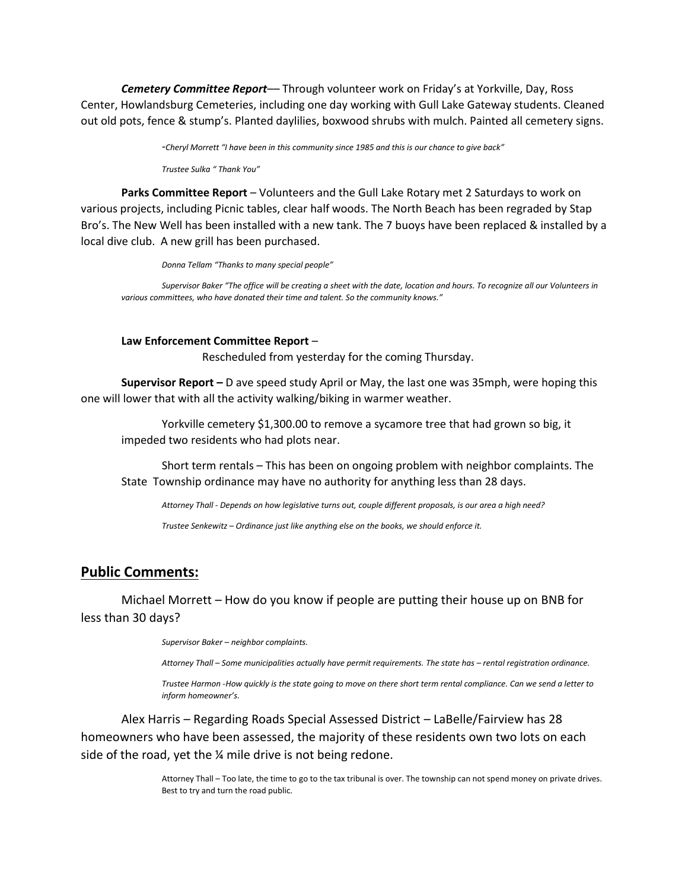***Cemetery Committee Report***— Through volunteer work on Friday's at Yorkville, Day, Ross Center, Howlandsburg Cemeteries, including one day working with Gull Lake Gateway students. Cleaned out old pots, fence & stump's. Planted daylilies, boxwood shrubs with mulch. Painted all cemetery signs.

*-Cheryl Morrett "I have been in this community since 1985 and this is our chance to give back"*

*Trustee Sulka " Thank You"*

**Parks Committee Report** – Volunteers and the Gull Lake Rotary met 2 Saturdays to work on various projects, including Picnic tables, clear half woods. The North Beach has been regraded by Stap Bro's. The New Well has been installed with a new tank. The 7 buoys have been replaced & installed by a local dive club. A new grill has been purchased.

*Donna Tellam "Thanks to many special people"*

*Supervisor Baker "The office will be creating a sheet with the date, location and hours. To recognize all our Volunteers in various committees, who have donated their time and talent. So the community knows."*

**Law Enforcement Committee Report** –

Rescheduled from yesterday for the coming Thursday.

**Supervisor Report –** D ave speed study April or May, the last one was 35mph, were hoping this one will lower that with all the activity walking/biking in warmer weather.

Yorkville cemetery $1,300.00 to remove a sycamore tree that had grown so big, it impeded two residents who had plots near.

Short term rentals – This has been on ongoing problem with neighbor complaints. The State Township ordinance may have no authority for anything less than 28 days.

*Attorney Thall - Depends on how legislative turns out, couple different proposals, is our area a high need?*

*Trustee Senkewitz – Ordinance just like anything else on the books, we should enforce it.*

## Public Comments:

Michael Morrett – How do you know if people are putting their house up on BNB for less than 30 days?

*Supervisor Baker – neighbor complaints.*

*Attorney Thall – Some municipalities actually have permit requirements. The state has – rental registration ordinance.*

*Trustee Harmon -How quickly is the state going to move on there short term rental compliance. Can we send a letter to inform homeowner's.*

Alex Harris – Regarding Roads Special Assessed District – LaBelle/Fairview has 28 homeowners who have been assessed, the majority of these residents own two lots on each side of the road, yet the ¼ mile drive is not being redone.

Attorney Thall – Too late, the time to go to the tax tribunal is over. The township can not spend money on private drives. Best to try and turn the road public.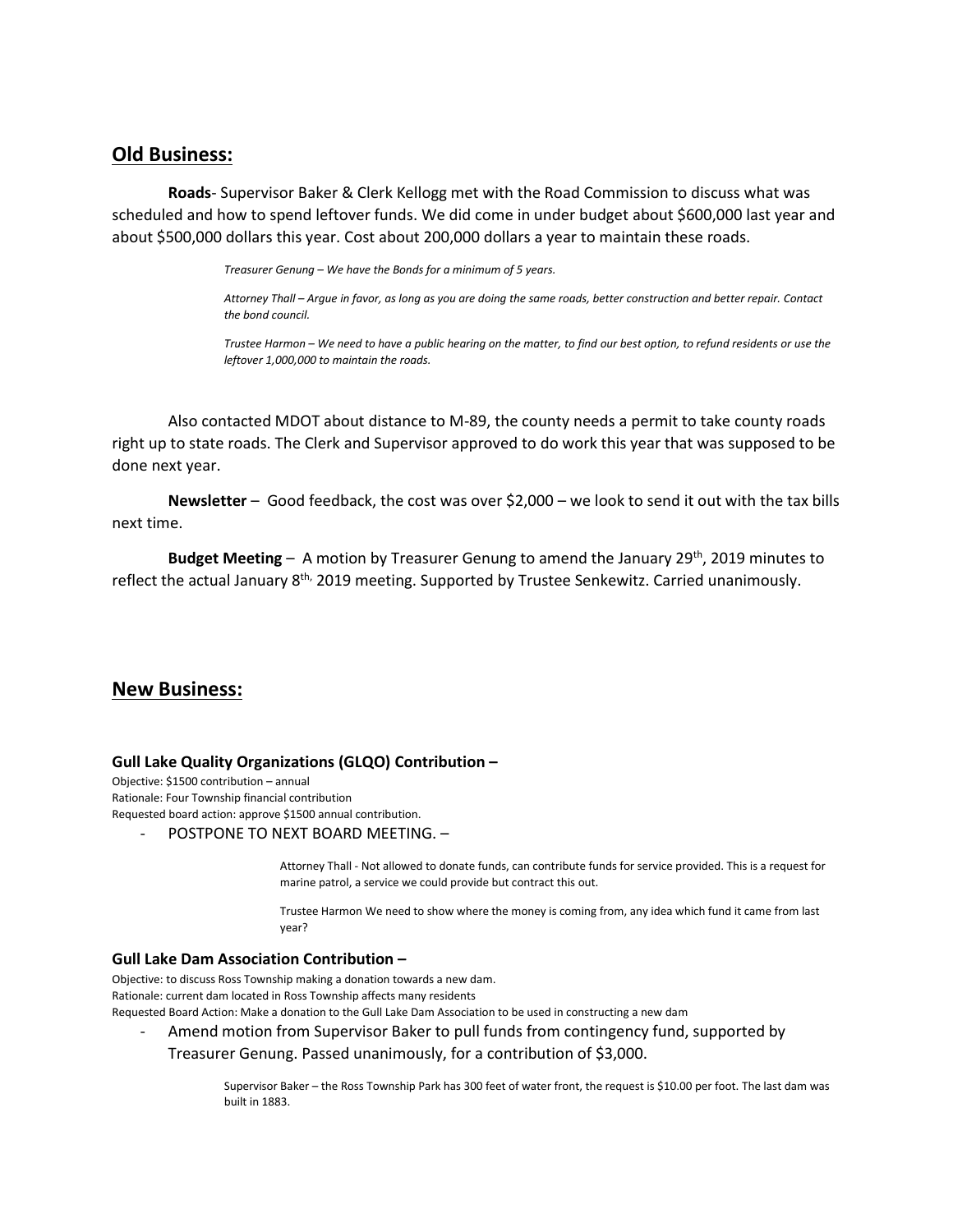## Old Business:

**Roads**- Supervisor Baker & Clerk Kellogg met with the Road Commission to discuss what was scheduled and how to spend leftover funds. We did come in under budget about $600,000 last year and about $500,000 dollars this year. Cost about 200,000 dollars a year to maintain these roads.

> *Treasurer Genung – We have the Bonds for a minimum of 5 years.*
>
> *Attorney Thall – Argue in favor, as long as you are doing the same roads, better construction and better repair. Contact the bond council.*
>
> *Trustee Harmon – We need to have a public hearing on the matter, to find our best option, to refund residents or use the leftover 1,000,000 to maintain the roads.*

Also contacted MDOT about distance to M-89, the county needs a permit to take county roads right up to state roads. The Clerk and Supervisor approved to do work this year that was supposed to be done next year.

**Newsletter** – Good feedback, the cost was over $2,000 – we look to send it out with the tax bills next time.

**Budget Meeting** – A motion by Treasurer Genung to amend the January 29th, 2019 minutes to reflect the actual January 8th, 2019 meeting. Supported by Trustee Senkewitz. Carried unanimously.

## New Business:

### Gull Lake Quality Organizations (GLQO) Contribution –

Objective: $1500 contribution – annual
Rationale: Four Township financial contribution
Requested board action: approve $1500 annual contribution.

- POSTPONE TO NEXT BOARD MEETING. –

> Attorney Thall - Not allowed to donate funds, can contribute funds for service provided. This is a request for marine patrol, a service we could provide but contract this out.
>
> Trustee Harmon We need to show where the money is coming from, any idea which fund it came from last year?

### Gull Lake Dam Association Contribution –

Objective: to discuss Ross Township making a donation towards a new dam.
Rationale: current dam located in Ross Township affects many residents
Requested Board Action: Make a donation to the Gull Lake Dam Association to be used in constructing a new dam

- Amend motion from Supervisor Baker to pull funds from contingency fund, supported by Treasurer Genung. Passed unanimously, for a contribution of $3,000.

> Supervisor Baker – the Ross Township Park has 300 feet of water front, the request is $10.00 per foot. The last dam was built in 1883.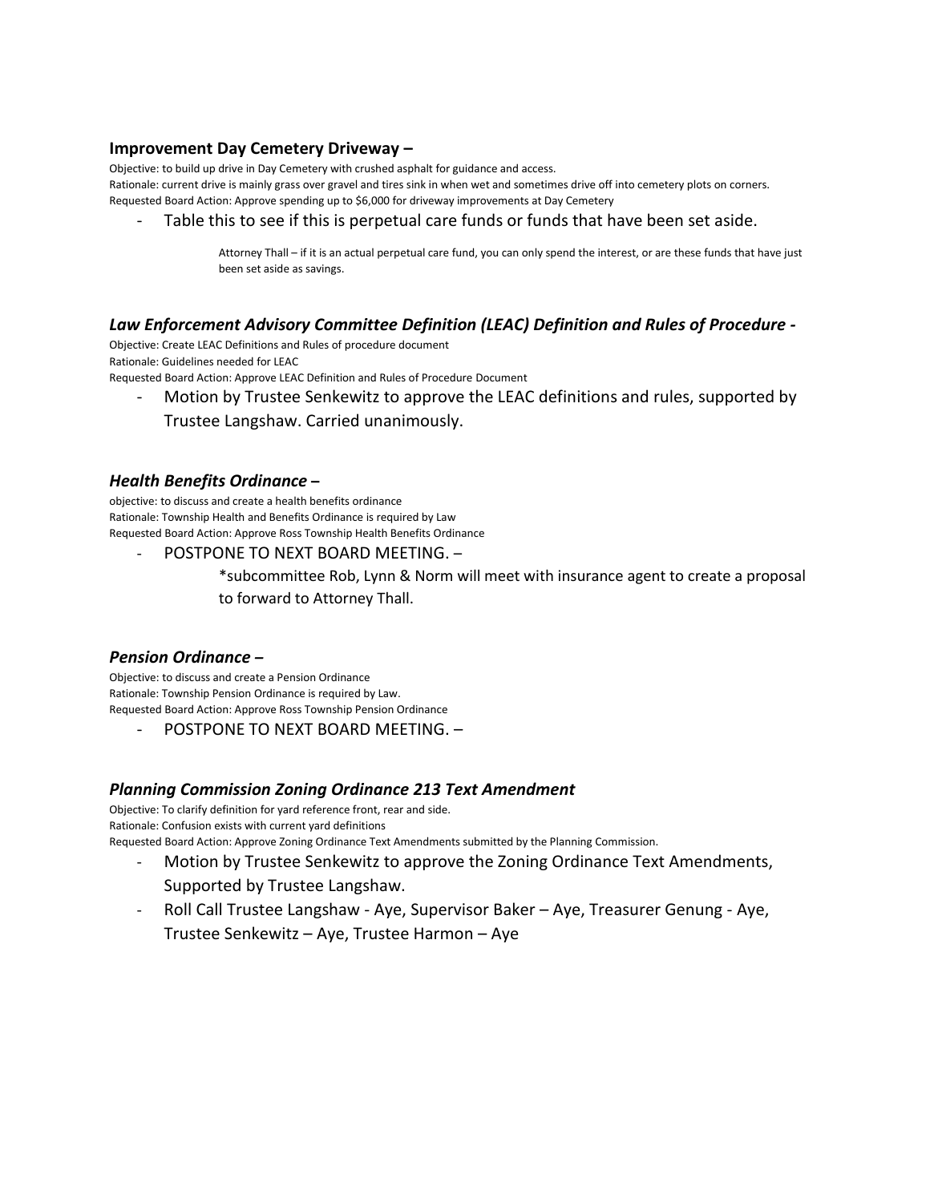### **Improvement Day Cemetery Driveway –**

Objective: to build up drive in Day Cemetery with crushed asphalt for guidance and access.
Rationale: current drive is mainly grass over gravel and tires sink in when wet and sometimes drive off into cemetery plots on corners.
Requested Board Action: Approve spending up to $6,000 for driveway improvements at Day Cemetery

- Table this to see if this is perpetual care funds or funds that have been set aside.

  Attorney Thall – if it is an actual perpetual care fund, you can only spend the interest, or are these funds that have just been set aside as savings.

### ***Law Enforcement Advisory Committee Definition (LEAC) Definition and Rules of Procedure -***

Objective: Create LEAC Definitions and Rules of procedure document
Rationale: Guidelines needed for LEAC
Requested Board Action: Approve LEAC Definition and Rules of Procedure Document

- Motion by Trustee Senkewitz to approve the LEAC definitions and rules, supported by Trustee Langshaw. Carried unanimously.

### ***Health Benefits Ordinance –***

objective: to discuss and create a health benefits ordinance
Rationale: Township Health and Benefits Ordinance is required by Law
Requested Board Action: Approve Ross Township Health Benefits Ordinance

- POSTPONE TO NEXT BOARD MEETING. –

  *subcommittee Rob, Lynn & Norm will meet with insurance agent to create a proposal to forward to Attorney Thall.

### ***Pension Ordinance –***

Objective: to discuss and create a Pension Ordinance
Rationale: Township Pension Ordinance is required by Law.
Requested Board Action: Approve Ross Township Pension Ordinance

- POSTPONE TO NEXT BOARD MEETING. –

### ***Planning Commission Zoning Ordinance 213 Text Amendment***

Objective: To clarify definition for yard reference front, rear and side.
Rationale: Confusion exists with current yard definitions
Requested Board Action: Approve Zoning Ordinance Text Amendments submitted by the Planning Commission.

- Motion by Trustee Senkewitz to approve the Zoning Ordinance Text Amendments, Supported by Trustee Langshaw.
- Roll Call Trustee Langshaw - Aye, Supervisor Baker – Aye, Treasurer Genung - Aye, Trustee Senkewitz – Aye, Trustee Harmon – Aye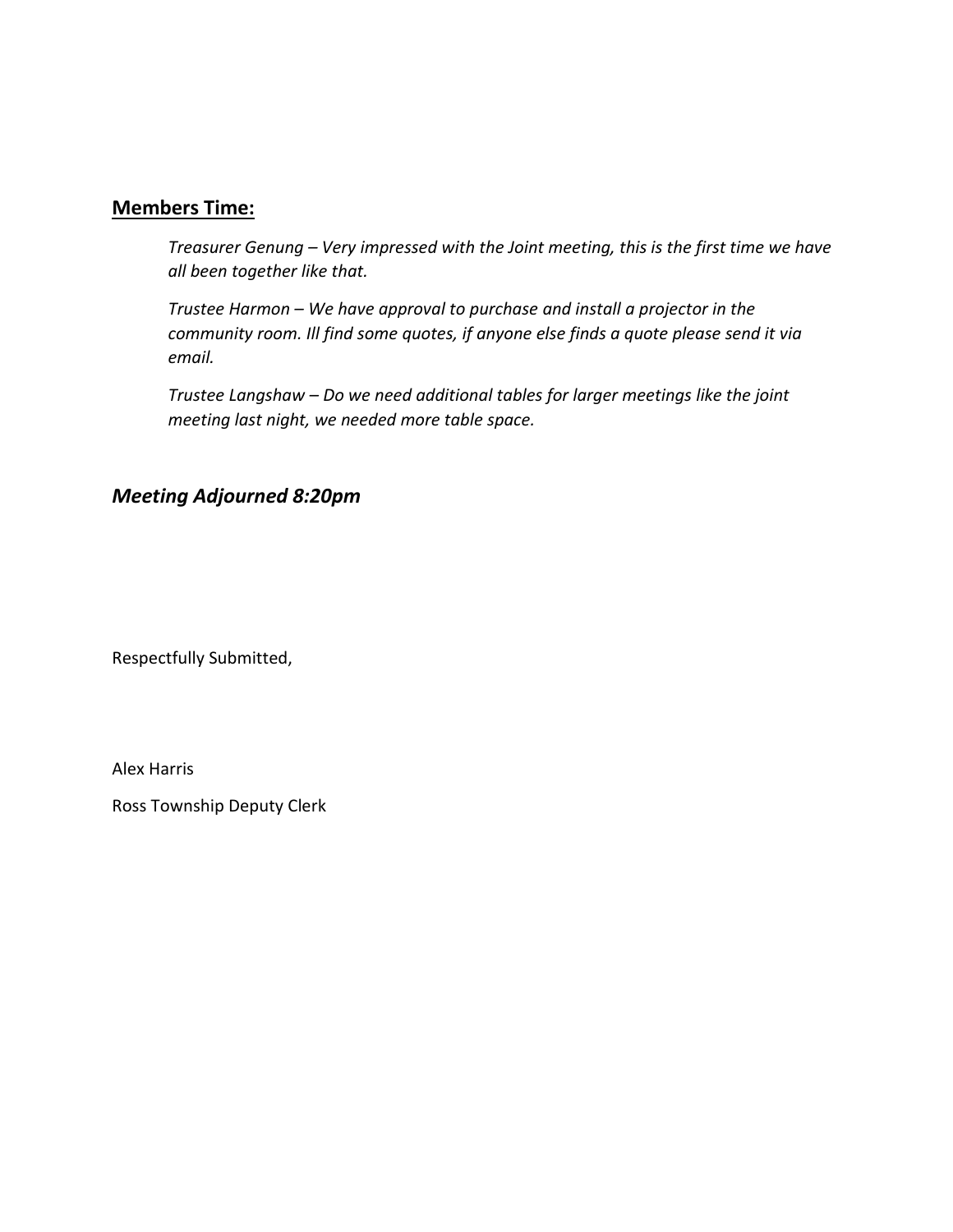## **Members Time:**

*Treasurer Genung – Very impressed with the Joint meeting, this is the first time we have all been together like that.*

*Trustee Harmon – We have approval to purchase and install a projector in the community room. Ill find some quotes, if anyone else finds a quote please send it via email.*

*Trustee Langshaw – Do we need additional tables for larger meetings like the joint meeting last night, we needed more table space.*

## ***Meeting Adjourned 8:20pm***

Respectfully Submitted,

Alex Harris

Ross Township Deputy Clerk